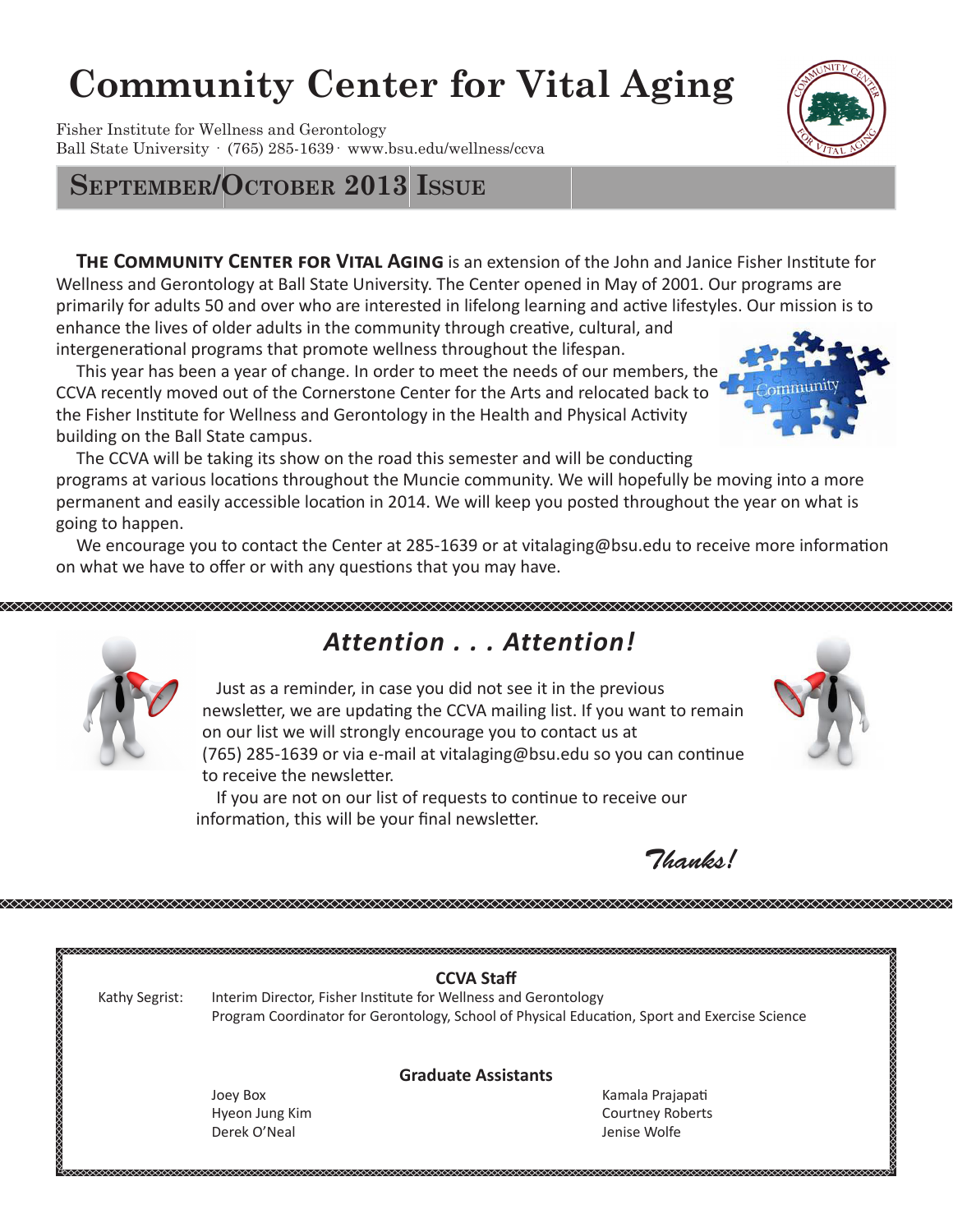# Community Center for Vital Aging

Fisher Institute for Wellness and Gerontology
Ball State University · (765) 285-1639 · www.bsu.edu/wellness/ccva

## September/October 2013 Issue

**The Community Center for Vital Aging** is an extension of the John and Janice Fisher Institute for Wellness and Gerontology at Ball State University. The Center opened in May of 2001. Our programs are primarily for adults 50 and over who are interested in lifelong learning and active lifestyles. Our mission is to enhance the lives of older adults in the community through creative, cultural, and intergenerational programs that promote wellness throughout the lifespan.

This year has been a year of change. In order to meet the needs of our members, the CCVA recently moved out of the Cornerstone Center for the Arts and relocated back to the Fisher Institute for Wellness and Gerontology in the Health and Physical Activity building on the Ball State campus.

The CCVA will be taking its show on the road this semester and will be conducting programs at various locations throughout the Muncie community. We will hopefully be moving into a more permanent and easily accessible location in 2014. We will keep you posted throughout the year on what is going to happen.

We encourage you to contact the Center at 285-1639 or at vitalaging@bsu.edu to receive more information on what we have to offer or with any questions that you may have.

## *Attention . . . Attention!*

Just as a reminder, in case you did not see it in the previous newsletter, we are updating the CCVA mailing list. If you want to remain on our list we will strongly encourage you to contact us at (765) 285-1639 or via e-mail at vitalaging@bsu.edu so you can continue to receive the newsletter.

If you are not on our list of requests to continue to receive our information, this will be your final newsletter.

*Thanks!*

### CCVA Staff

Kathy Segrist: Interim Director, Fisher Institute for Wellness and Gerontology
Program Coordinator for Gerontology, School of Physical Education, Sport and Exercise Science

### Graduate Assistants

Joey Box
Hyeon Jung Kim
Derek O'Neal
Kamala Prajapati
Courtney Roberts
Jenise Wolfe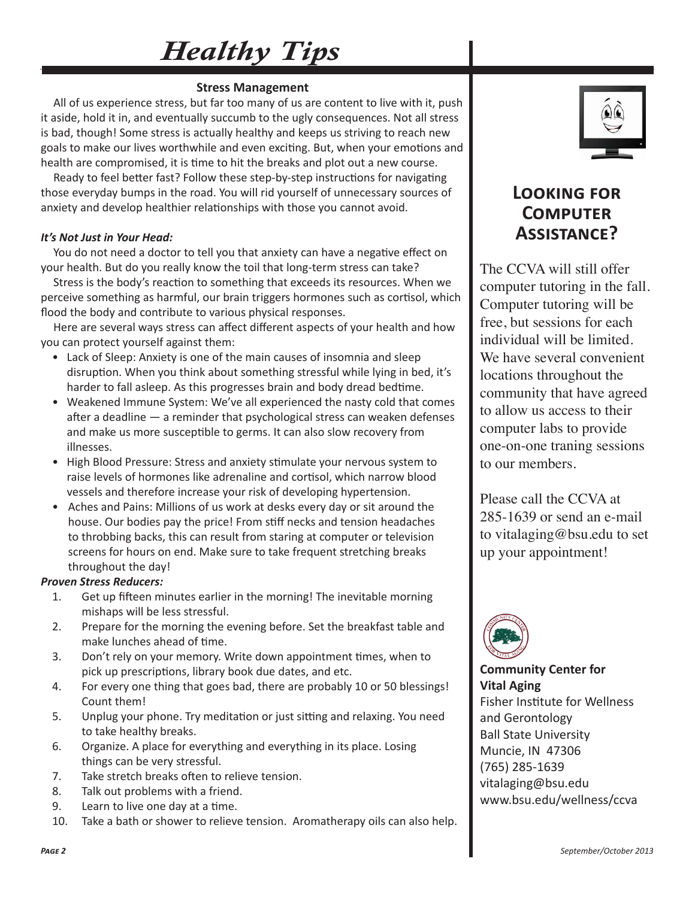# Healthy Tips

## Stress Management

All of us experience stress, but far too many of us are content to live with it, push it aside, hold it in, and eventually succumb to the ugly consequences. Not all stress is bad, though! Some stress is actually healthy and keeps us striving to reach new goals to make our lives worthwhile and even exciting. But, when your emotions and health are compromised, it is time to hit the breaks and plot out a new course.

Ready to feel better fast? Follow these step-by-step instructions for navigating those everyday bumps in the road. You will rid yourself of unnecessary sources of anxiety and develop healthier relationships with those you cannot avoid.

***It's Not Just in Your Head:***

You do not need a doctor to tell you that anxiety can have a negative effect on your health. But do you really know the toil that long-term stress can take?

Stress is the body's reaction to something that exceeds its resources. When we perceive something as harmful, our brain triggers hormones such as cortisol, which flood the body and contribute to various physical responses.

Here are several ways stress can affect different aspects of your health and how you can protect yourself against them:

- Lack of Sleep: Anxiety is one of the main causes of insomnia and sleep disruption. When you think about something stressful while lying in bed, it's harder to fall asleep. As this progresses brain and body dread bedtime.
- Weakened Immune System: We've all experienced the nasty cold that comes after a deadline — a reminder that psychological stress can weaken defenses and make us more susceptible to germs. It can also slow recovery from illnesses.
- High Blood Pressure: Stress and anxiety stimulate your nervous system to raise levels of hormones like adrenaline and cortisol, which narrow blood vessels and therefore increase your risk of developing hypertension.
- Aches and Pains: Millions of us work at desks every day or sit around the house. Our bodies pay the price! From stiff necks and tension headaches to throbbing backs, this can result from staring at computer or television screens for hours on end. Make sure to take frequent stretching breaks throughout the day!

***Proven Stress Reducers:***

1. Get up fifteen minutes earlier in the morning! The inevitable morning mishaps will be less stressful.
2. Prepare for the morning the evening before. Set the breakfast table and make lunches ahead of time.
3. Don't rely on your memory. Write down appointment times, when to pick up prescriptions, library book due dates, and etc.
4. For every one thing that goes bad, there are probably 10 or 50 blessings! Count them!
5. Unplug your phone. Try meditation or just sitting and relaxing. You need to take healthy breaks.
6. Organize. A place for everything and everything in its place. Losing things can be very stressful.
7. Take stretch breaks often to relieve tension.
8. Talk out problems with a friend.
9. Learn to live one day at a time.
10. Take a bath or shower to relieve tension. Aromatherapy oils can also help.

## Looking for Computer Assistance?

The CCVA will still offer computer tutoring in the fall. Computer tutoring will be free, but sessions for each individual will be limited. We have several convenient locations throughout the community that have agreed to allow us access to their computer labs to provide one-on-one traning sessions to our members.

Please call the CCVA at 285-1639 or send an e-mail to vitalaging@bsu.edu to set up your appointment!

**Community Center for Vital Aging**
Fisher Institute for Wellness and Gerontology
Ball State University
Muncie, IN 47306
(765) 285-1639
vitalaging@bsu.edu
www.bsu.edu/wellness/ccva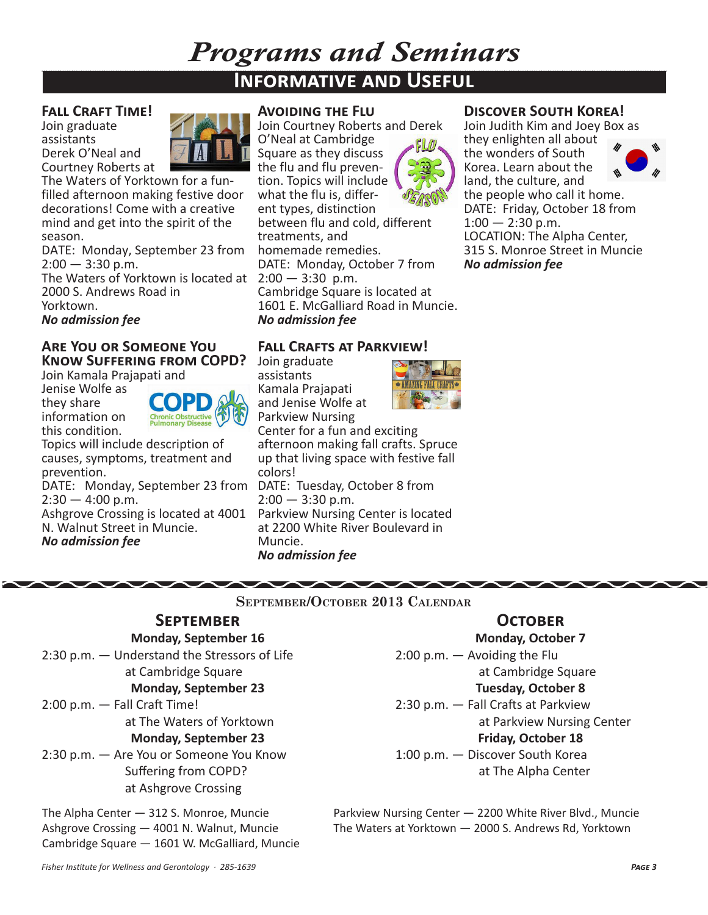# Programs and Seminars

## Informative and Useful

### Fall Craft Time!

Join graduate assistants Derek O'Neal and Courtney Roberts at The Waters of Yorktown for a fun-filled afternoon making festive door decorations! Come with a creative mind and get into the spirit of the season.

DATE: Monday, September 23 from 2:00 — 3:30 p.m.

The Waters of Yorktown is located at 2000 S. Andrews Road in Yorktown.

***No admission fee***

### Are You or Someone You Know Suffering from COPD?

Join Kamala Prajapati and Jenise Wolfe as they share information on this condition.

Topics will include description of causes, symptoms, treatment and prevention.

DATE: Monday, September 23 from 2:30 — 4:00 p.m.

Ashgrove Crossing is located at 4001 N. Walnut Street in Muncie.

***No admission fee***

### Avoiding the Flu

Join Courtney Roberts and Derek O'Neal at Cambridge Square as they discuss the flu and flu prevention. Topics will include what the flu is, different types, distinction between flu and cold, different treatments, and homemade remedies.

DATE: Monday, October 7 from 2:00 — 3:30 p.m.

Cambridge Square is located at 1601 E. McGalliard Road in Muncie.

***No admission fee***

### Fall Crafts at Parkview!

Join graduate assistants Kamala Prajapati and Jenise Wolfe at Parkview Nursing Center for a fun and exciting afternoon making fall crafts. Spruce up that living space with festive fall colors!

DATE: Tuesday, October 8 from 2:00 — 3:30 p.m.

Parkview Nursing Center is located at 2200 White River Boulevard in Muncie.

***No admission fee***

### Discover South Korea!

Join Judith Kim and Joey Box as they enlighten all about the wonders of South Korea. Learn about the land, the culture, and the people who call it home.

DATE: Friday, October 18 from 1:00 — 2:30 p.m.

LOCATION: The Alpha Center, 315 S. Monroe Street in Muncie

***No admission fee***

## September/October 2013 Calendar

### September

**Monday, September 16**

2:30 p.m. — Understand the Stressors of Life at Cambridge Square

**Monday, September 23**

2:00 p.m. — Fall Craft Time! at The Waters of Yorktown

**Monday, September 23**

2:30 p.m. — Are You or Someone You Know Suffering from COPD? at Ashgrove Crossing

### October

**Monday, October 7**

2:00 p.m. — Avoiding the Flu at Cambridge Square

**Tuesday, October 8**

2:30 p.m. — Fall Crafts at Parkview at Parkview Nursing Center

**Friday, October 18**

1:00 p.m. — Discover South Korea at The Alpha Center

The Alpha Center — 312 S. Monroe, Muncie
Ashgrove Crossing — 4001 N. Walnut, Muncie
Cambridge Square — 1601 W. McGalliard, Muncie
Parkview Nursing Center — 2200 White River Blvd., Muncie
The Waters at Yorktown — 2000 S. Andrews Rd, Yorktown

Fisher Institute for Wellness and Gerontology · 285-1639